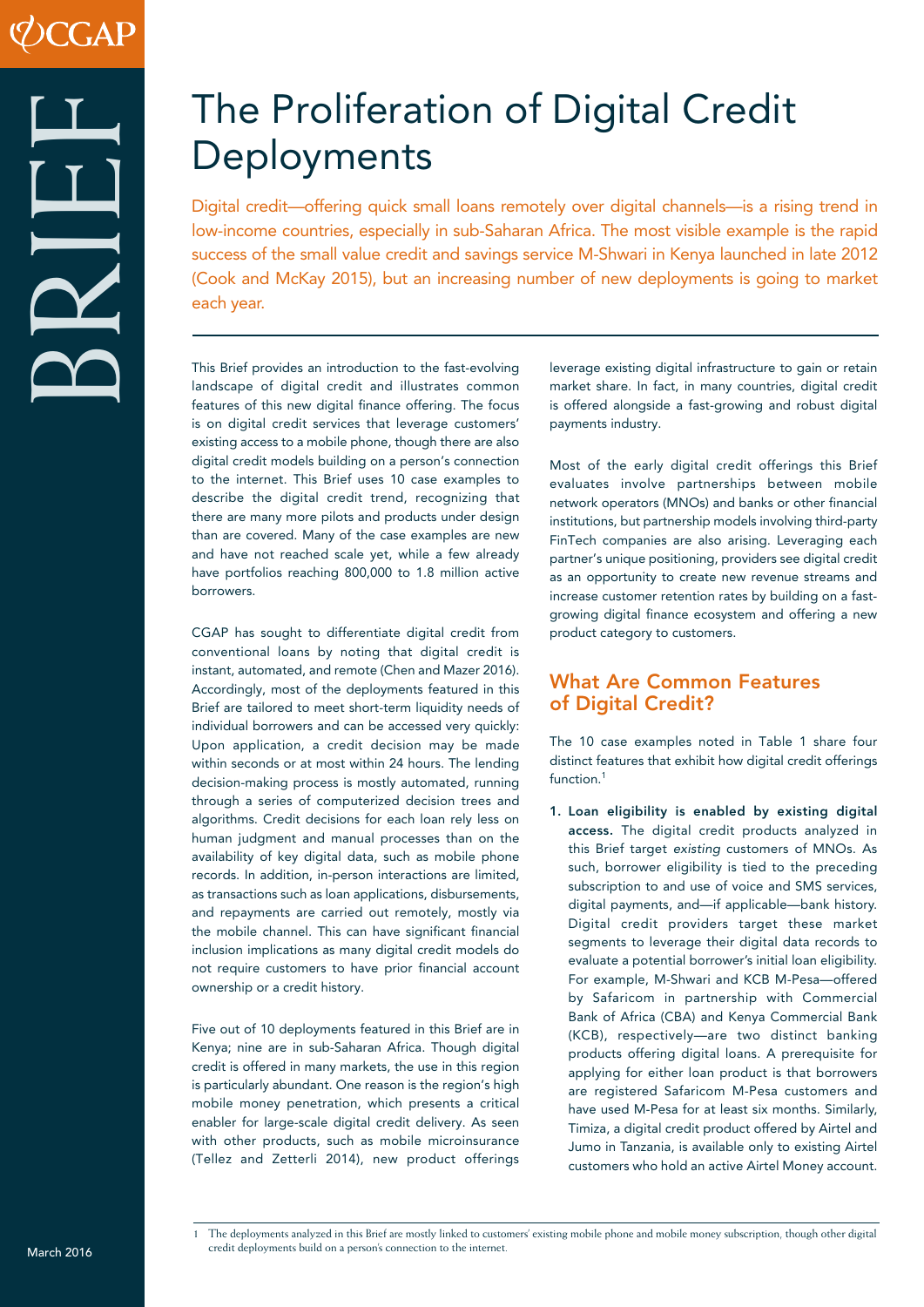# The Proliferation of Digital Credit Deployments

Digital credit—offering quick small loans remotely over digital channels—is a rising trend in low-income countries, especially in sub-Saharan Africa. The most visible example is the rapid success of the small value credit and savings service M-Shwari in Kenya launched in late 2012 (Cook and McKay 2015), but an increasing number of new deployments is going to market each year.

This Brief provides an introduction to the fast-evolving landscape of digital credit and illustrates common features of this new digital finance offering. The focus is on digital credit services that leverage customers' existing access to a mobile phone, though there are also digital credit models building on a person's connection to the internet. This Brief uses 10 case examples to describe the digital credit trend, recognizing that there are many more pilots and products under design than are covered. Many of the case examples are new and have not reached scale yet, while a few already have portfolios reaching 800,000 to 1.8 million active borrowers.

CGAP has sought to differentiate digital credit from conventional loans by noting that digital credit is instant, automated, and remote (Chen and Mazer 2016). Accordingly, most of the deployments featured in this Brief are tailored to meet short-term liquidity needs of individual borrowers and can be accessed very quickly: Upon application, a credit decision may be made within seconds or at most within 24 hours. The lending decision-making process is mostly automated, running through a series of computerized decision trees and algorithms. Credit decisions for each loan rely less on human judgment and manual processes than on the availability of key digital data, such as mobile phone records. In addition, in-person interactions are limited, as transactions such as loan applications, disbursements, and repayments are carried out remotely, mostly via the mobile channel. This can have significant financial inclusion implications as many digital credit models do not require customers to have prior financial account ownership or a credit history.

Five out of 10 deployments featured in this Brief are in Kenya; nine are in sub-Saharan Africa. Though digital credit is offered in many markets, the use in this region is particularly abundant. One reason is the region's high mobile money penetration, which presents a critical enabler for large-scale digital credit delivery. As seen with other products, such as mobile microinsurance (Tellez and Zetterli 2014), new product offerings leverage existing digital infrastructure to gain or retain market share. In fact, in many countries, digital credit is offered alongside a fast-growing and robust digital payments industry.

Most of the early digital credit offerings this Brief evaluates involve partnerships between mobile network operators (MNOs) and banks or other financial institutions, but partnership models involving third-party FinTech companies are also arising. Leveraging each partner's unique positioning, providers see digital credit as an opportunity to create new revenue streams and increase customer retention rates by building on a fast-growing digital finance ecosystem and offering a new product category to customers.

## What Are Common Features of Digital Credit?

The 10 case examples noted in Table 1 share four distinct features that exhibit how digital credit offerings function.[1]

1. **Loan eligibility is enabled by existing digital access.** The digital credit products analyzed in this Brief target *existing* customers of MNOs. As such, borrower eligibility is tied to the preceding subscription to and use of voice and SMS services, digital payments, and—if applicable—bank history. Digital credit providers target these market segments to leverage their digital data records to evaluate a potential borrower's initial loan eligibility. For example, M-Shwari and KCB M-Pesa—offered by Safaricom in partnership with Commercial Bank of Africa (CBA) and Kenya Commercial Bank (KCB), respectively—are two distinct banking products offering digital loans. A prerequisite for applying for either loan product is that borrowers are registered Safaricom M-Pesa customers and have used M-Pesa for at least six months. Similarly, Timiza, a digital credit product offered by Airtel and Jumo in Tanzania, is available only to existing Airtel customers who hold an active Airtel Money account.

[1] The deployments analyzed in this Brief are mostly linked to customers' existing mobile phone and mobile money subscription, though other digital credit deployments build on a person's connection to the internet.

March 2016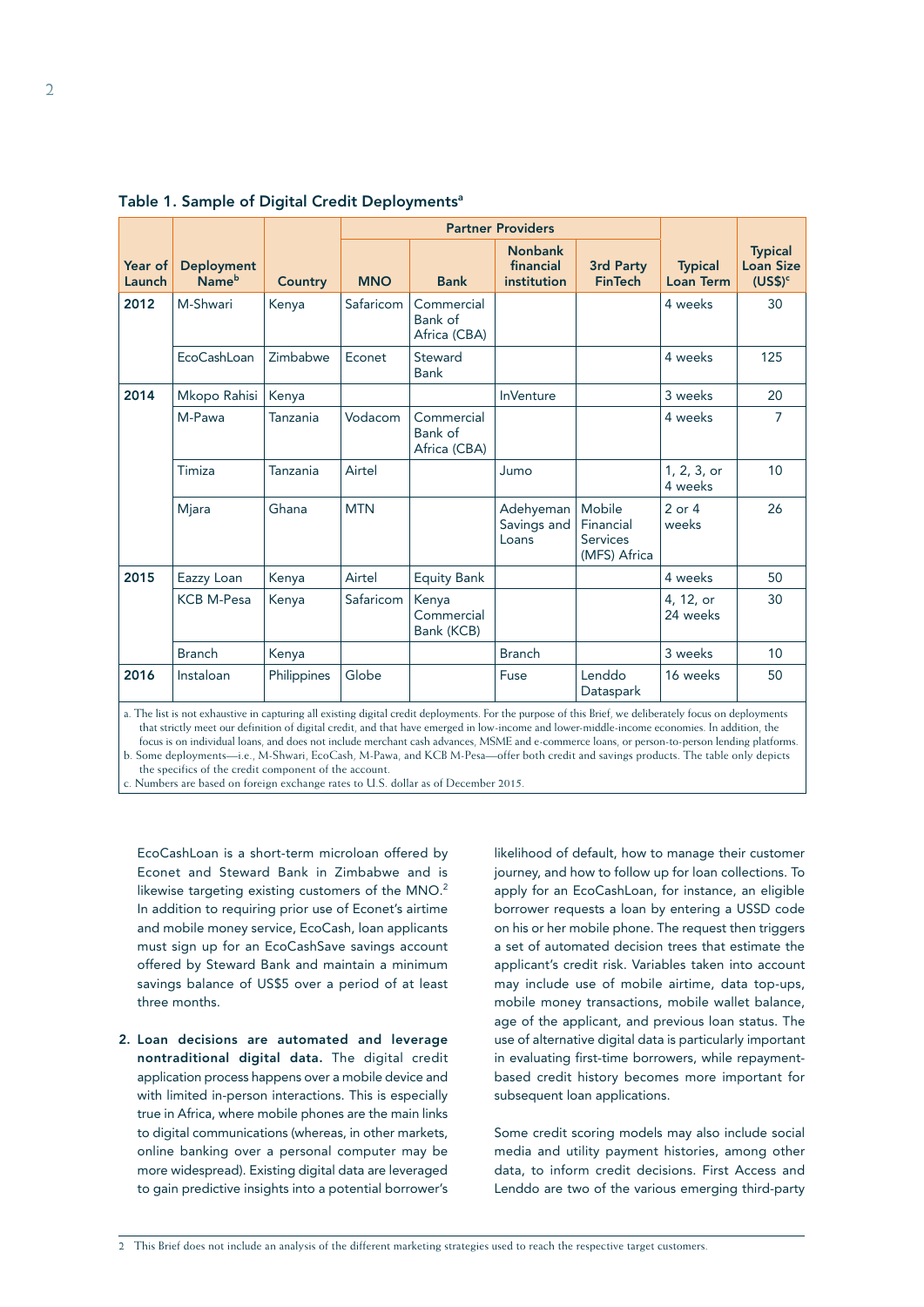**Table 1. Sample of Digital Credit Deployments**[a]

| Year of Launch | Deployment Name[b] | Country | Partner Providers | | | | Typical Loan Term | Typical Loan Size (US$)[c] |
|---|---|---|---|---|---|---|---|---|
| | | | MNO | Bank | Nonbank financial institution | 3rd Party FinTech | | |
| 2012 | M-Shwari | Kenya | Safaricom | Commercial Bank of Africa (CBA) | | | 4 weeks | 30 |
| | EcoCashLoan | Zimbabwe | Econet | Steward Bank | | | 4 weeks | 125 |
| 2014 | Mkopo Rahisi | Kenya | | | InVenture | | 3 weeks | 20 |
| | M-Pawa | Tanzania | Vodacom | Commercial Bank of Africa (CBA) | | | 4 weeks | 7 |
| | Timiza | Tanzania | Airtel | | Jumo | | 1, 2, 3, or 4 weeks | 10 |
| | Mjara | Ghana | MTN | | Adehyeman Savings and Loans | Mobile Financial Services (MFS) Africa | 2 or 4 weeks | 26 |
| 2015 | Eazzy Loan | Kenya | Airtel | Equity Bank | | | 4 weeks | 50 |
| | KCB M-Pesa | Kenya | Safaricom | Kenya Commercial Bank (KCB) | | | 4, 12, or 24 weeks | 30 |
| | Branch | Kenya | | | Branch | | 3 weeks | 10 |
| 2016 | Instaloan | Philippines | Globe | | Fuse | Lenddo Dataspark | 16 weeks | 50 |

a. The list is not exhaustive in capturing all existing digital credit deployments. For the purpose of this Brief, we deliberately focus on deployments that strictly meet our definition of digital credit, and that have emerged in low-income and lower-middle-income economies. In addition, the focus is on individual loans, and does not include merchant cash advances, MSME and e-commerce loans, or person-to-person lending platforms.
b. Some deployments—i.e., M-Shwari, EcoCash, M-Pawa, and KCB M-Pesa—offer both credit and savings products. The table only depicts the specifics of the credit component of the account.
c. Numbers are based on foreign exchange rates to U.S. dollar as of December 2015.

EcoCashLoan is a short-term microloan offered by Econet and Steward Bank in Zimbabwe and is likewise targeting existing customers of the MNO.[2] In addition to requiring prior use of Econet's airtime and mobile money service, EcoCash, loan applicants must sign up for an EcoCashSave savings account offered by Steward Bank and maintain a minimum savings balance of US$5 over a period of at least three months.

2. **Loan decisions are automated and leverage nontraditional digital data.** The digital credit application process happens over a mobile device and with limited in-person interactions. This is especially true in Africa, where mobile phones are the main links to digital communications (whereas, in other markets, online banking over a personal computer may be more widespread). Existing digital data are leveraged to gain predictive insights into a potential borrower's likelihood of default, how to manage their customer journey, and how to follow up for loan collections. To apply for an EcoCashLoan, for instance, an eligible borrower requests a loan by entering a USSD code on his or her mobile phone. The request then triggers a set of automated decision trees that estimate the applicant's credit risk. Variables taken into account may include use of mobile airtime, data top-ups, mobile money transactions, mobile wallet balance, age of the applicant, and previous loan status. The use of alternative digital data is particularly important in evaluating first-time borrowers, while repayment-based credit history becomes more important for subsequent loan applications.

Some credit scoring models may also include social media and utility payment histories, among other data, to inform credit decisions. First Access and Lenddo are two of the various emerging third-party

2 This Brief does not include an analysis of the different marketing strategies used to reach the respective target customers.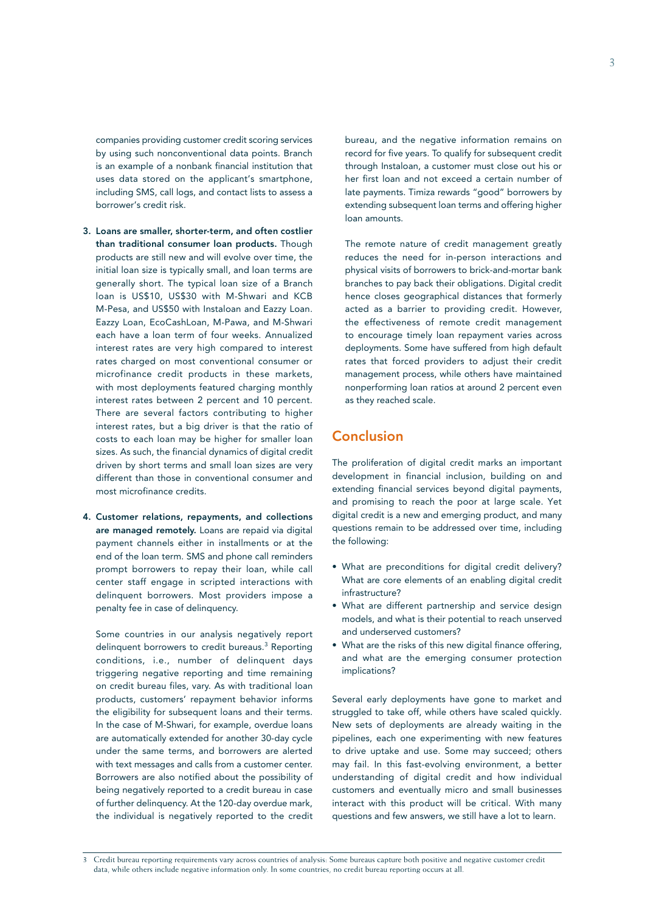companies providing customer credit scoring services by using such nonconventional data points. Branch is an example of a nonbank financial institution that uses data stored on the applicant's smartphone, including SMS, call logs, and contact lists to assess a borrower's credit risk.

3. **Loans are smaller, shorter-term, and often costlier than traditional consumer loan products.** Though products are still new and will evolve over time, the initial loan size is typically small, and loan terms are generally short. The typical loan size of a Branch loan is US$10, US$30 with M-Shwari and KCB M-Pesa, and US$50 with Instaloan and Eazzy Loan. Eazzy Loan, EcoCashLoan, M-Pawa, and M-Shwari each have a loan term of four weeks. Annualized interest rates are very high compared to interest rates charged on most conventional consumer or microfinance credit products in these markets, with most deployments featured charging monthly interest rates between 2 percent and 10 percent. There are several factors contributing to higher interest rates, but a big driver is that the ratio of costs to each loan may be higher for smaller loan sizes. As such, the financial dynamics of digital credit driven by short terms and small loan sizes are very different than those in conventional consumer and most microfinance credits.

4. **Customer relations, repayments, and collections are managed remotely.** Loans are repaid via digital payment channels either in installments or at the end of the loan term. SMS and phone call reminders prompt borrowers to repay their loan, while call center staff engage in scripted interactions with delinquent borrowers. Most providers impose a penalty fee in case of delinquency.

   Some countries in our analysis negatively report delinquent borrowers to credit bureaus.[3] Reporting conditions, i.e., number of delinquent days triggering negative reporting and time remaining on credit bureau files, vary. As with traditional loan products, customers' repayment behavior informs the eligibility for subsequent loans and their terms. In the case of M-Shwari, for example, overdue loans are automatically extended for another 30-day cycle under the same terms, and borrowers are alerted with text messages and calls from a customer center. Borrowers are also notified about the possibility of being negatively reported to a credit bureau in case of further delinquency. At the 120-day overdue mark, the individual is negatively reported to the credit bureau, and the negative information remains on record for five years. To qualify for subsequent credit through Instaloan, a customer must close out his or her first loan and not exceed a certain number of late payments. Timiza rewards "good" borrowers by extending subsequent loan terms and offering higher loan amounts.

   The remote nature of credit management greatly reduces the need for in-person interactions and physical visits of borrowers to brick-and-mortar bank branches to pay back their obligations. Digital credit hence closes geographical distances that formerly acted as a barrier to providing credit. However, the effectiveness of remote credit management to encourage timely loan repayment varies across deployments. Some have suffered from high default rates that forced providers to adjust their credit management process, while others have maintained nonperforming loan ratios at around 2 percent even as they reached scale.

## Conclusion

The proliferation of digital credit marks an important development in financial inclusion, building on and extending financial services beyond digital payments, and promising to reach the poor at large scale. Yet digital credit is a new and emerging product, and many questions remain to be addressed over time, including the following:

- What are preconditions for digital credit delivery? What are core elements of an enabling digital credit infrastructure?
- What are different partnership and service design models, and what is their potential to reach unserved and underserved customers?
- What are the risks of this new digital finance offering, and what are the emerging consumer protection implications?

Several early deployments have gone to market and struggled to take off, while others have scaled quickly. New sets of deployments are already waiting in the pipelines, each one experimenting with new features to drive uptake and use. Some may succeed; others may fail. In this fast-evolving environment, a better understanding of digital credit and how individual customers and eventually micro and small businesses interact with this product will be critical. With many questions and few answers, we still have a lot to learn.

---

3 Credit bureau reporting requirements vary across countries of analysis: Some bureaus capture both positive and negative customer credit data, while others include negative information only. In some countries, no credit bureau reporting occurs at all.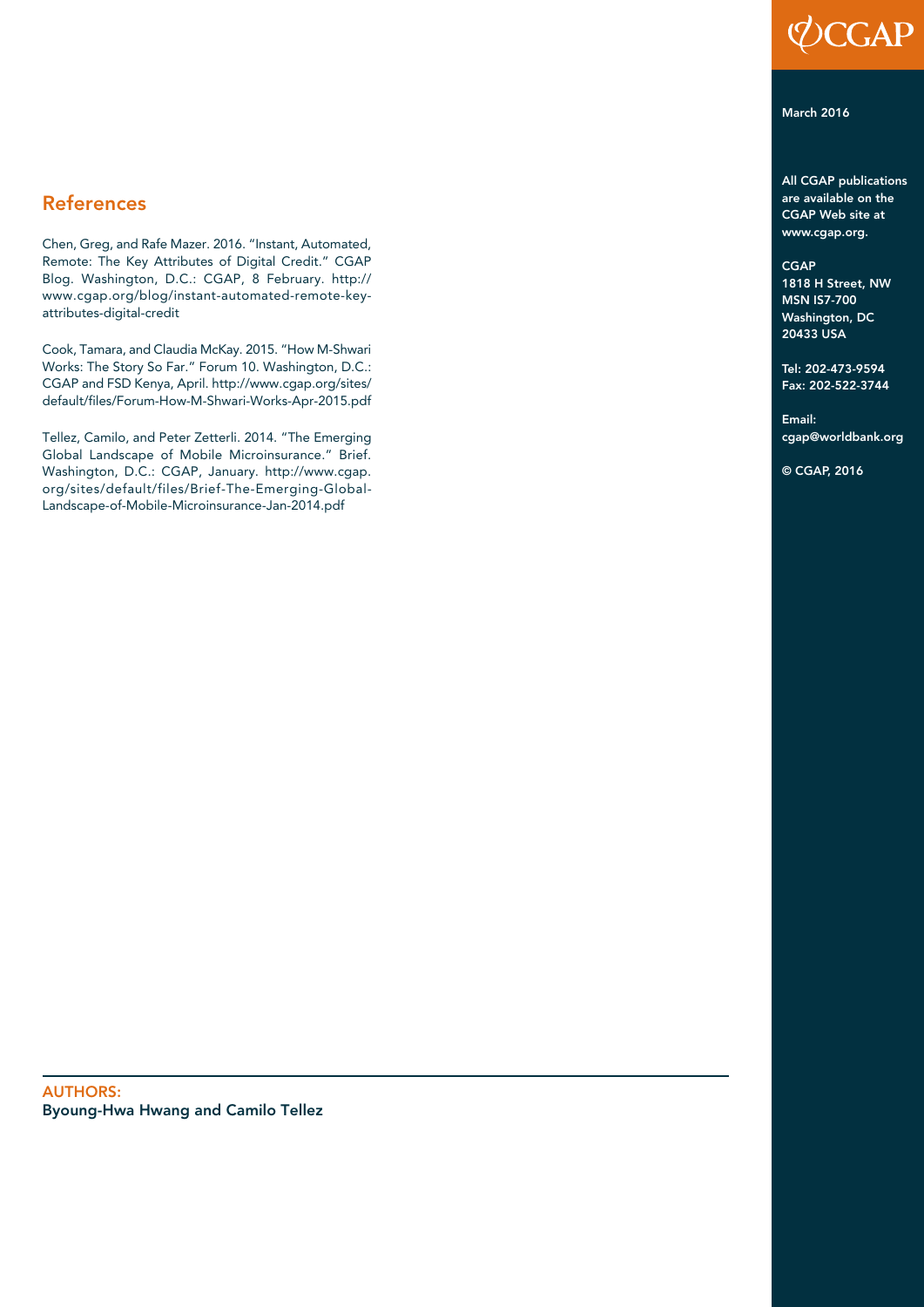## References

Chen, Greg, and Rafe Mazer. 2016. "Instant, Automated, Remote: The Key Attributes of Digital Credit." CGAP Blog. Washington, D.C.: CGAP, 8 February. http://www.cgap.org/blog/instant-automated-remote-key-attributes-digital-credit

Cook, Tamara, and Claudia McKay. 2015. "How M-Shwari Works: The Story So Far." Forum 10. Washington, D.C.: CGAP and FSD Kenya, April. http://www.cgap.org/sites/default/files/Forum-How-M-Shwari-Works-Apr-2015.pdf

Tellez, Camilo, and Peter Zetterli. 2014. "The Emerging Global Landscape of Mobile Microinsurance." Brief. Washington, D.C.: CGAP, January. http://www.cgap.org/sites/default/files/Brief-The-Emerging-Global-Landscape-of-Mobile-Microinsurance-Jan-2014.pdf

**AUTHORS:**
**Byoung-Hwa Hwang and Camilo Tellez**

CGAP

March 2016

All CGAP publications are available on the CGAP Web site at www.cgap.org.

CGAP
1818 H Street, NW
MSN IS7-700
Washington, DC
20433 USA

Tel: 202-473-9594
Fax: 202-522-3744

Email:
cgap@worldbank.org

© CGAP, 2016